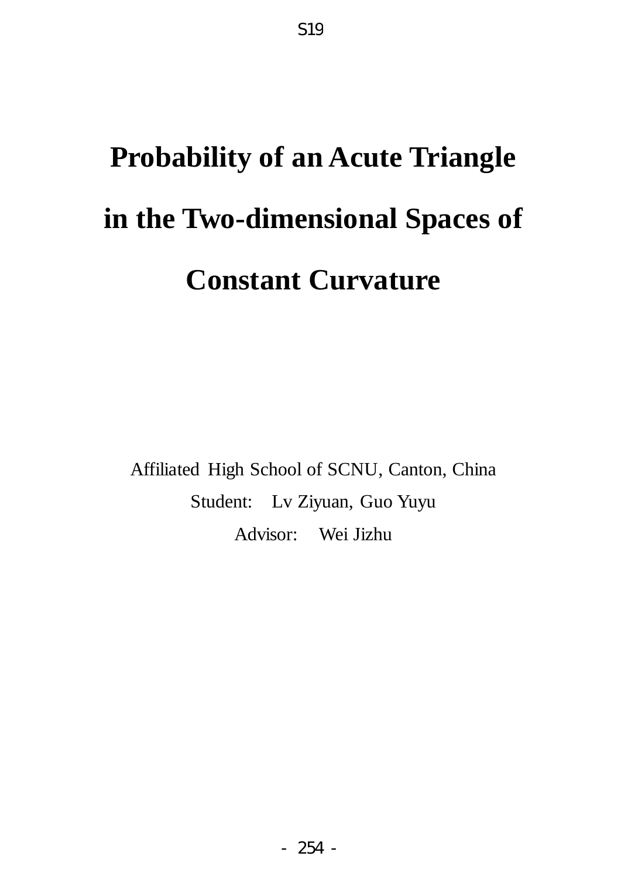S19

# Probability of an Acute Triangle in the Two-dimensional Spaces of Constant Curvature

Affiliated High School of SCNU, Canton, China

Student: Lv Ziyuan, Guo Yuyu

Advisor: Wei Jizhu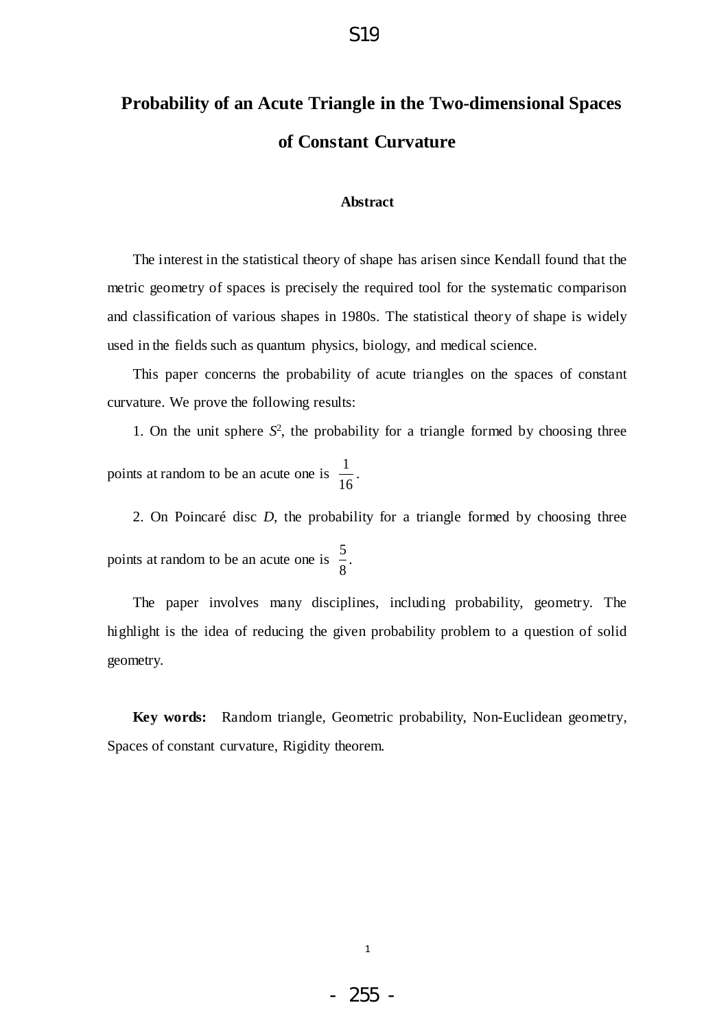# Probability of an Acute Triangle in the Two-dimensional Spaces of Constant Curvature

### Abstract

The interest in the statistical theory of shape has arisen since Kendall found that the metric geometry of spaces is precisely the required tool for the systematic comparison and classification of various shapes in 1980s. The statistical theory of shape is widely used in the fields such as quantum physics, biology, and medical science.

This paper concerns the probability of acute triangles on the spaces of constant curvature. We prove the following results:

1. On the unit sphere $S^2$, the probability for a triangle formed by choosing three points at random to be an acute one is $\frac{1}{16}$.

2. On Poincaré disc $D$, the probability for a triangle formed by choosing three points at random to be an acute one is $\frac{5}{8}$.

The paper involves many disciplines, including probability, geometry. The highlight is the idea of reducing the given probability problem to a question of solid geometry.

**Key words:** Random triangle, Geometric probability, Non-Euclidean geometry, Spaces of constant curvature, Rigidity theorem.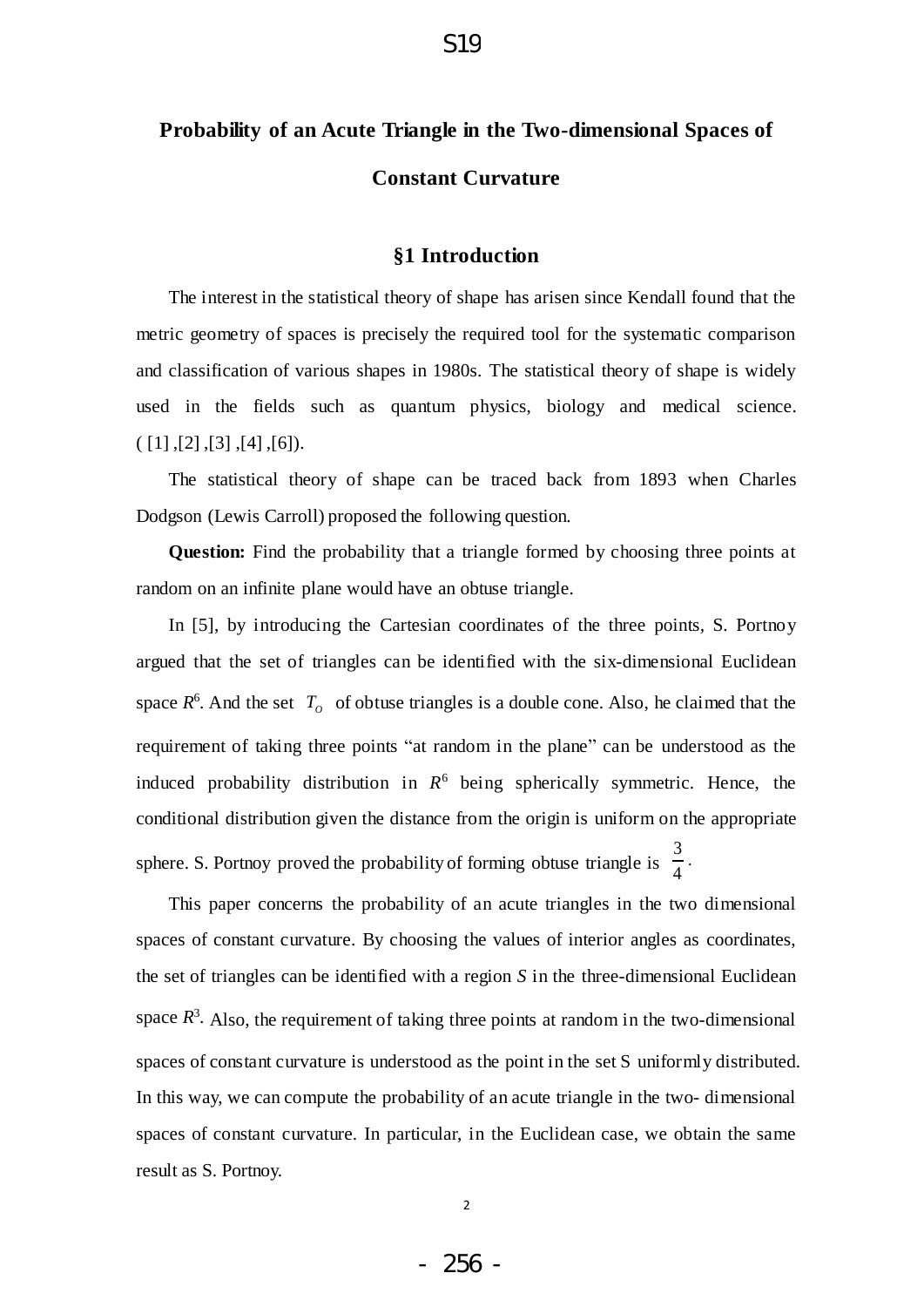# Probability of an Acute Triangle in the Two-dimensional Spaces of Constant Curvature

## §1 Introduction

The interest in the statistical theory of shape has arisen since Kendall found that the metric geometry of spaces is precisely the required tool for the systematic comparison and classification of various shapes in 1980s. The statistical theory of shape is widely used in the fields such as quantum physics, biology and medical science. ( [1] ,[2] ,[3] ,[4] ,[6]).

The statistical theory of shape can be traced back from 1893 when Charles Dodgson (Lewis Carroll) proposed the following question.

**Question:** Find the probability that a triangle formed by choosing three points at random on an infinite plane would have an obtuse triangle.

In [5], by introducing the Cartesian coordinates of the three points, S. Portnoy argued that the set of triangles can be identified with the six-dimensional Euclidean space $R^6$. And the set $T_O$ of obtuse triangles is a double cone. Also, he claimed that the requirement of taking three points "at random in the plane" can be understood as the induced probability distribution in $R^6$ being spherically symmetric. Hence, the conditional distribution given the distance from the origin is uniform on the appropriate sphere. S. Portnoy proved the probability of forming obtuse triangle is $\frac{3}{4}$.

This paper concerns the probability of an acute triangles in the two dimensional spaces of constant curvature. By choosing the values of interior angles as coordinates, the set of triangles can be identified with a region *S* in the three-dimensional Euclidean space $R^3$. Also, the requirement of taking three points at random in the two-dimensional spaces of constant curvature is understood as the point in the set S uniformly distributed. In this way, we can compute the probability of an acute triangle in the two- dimensional spaces of constant curvature. In particular, in the Euclidean case, we obtain the same result as S. Portnoy.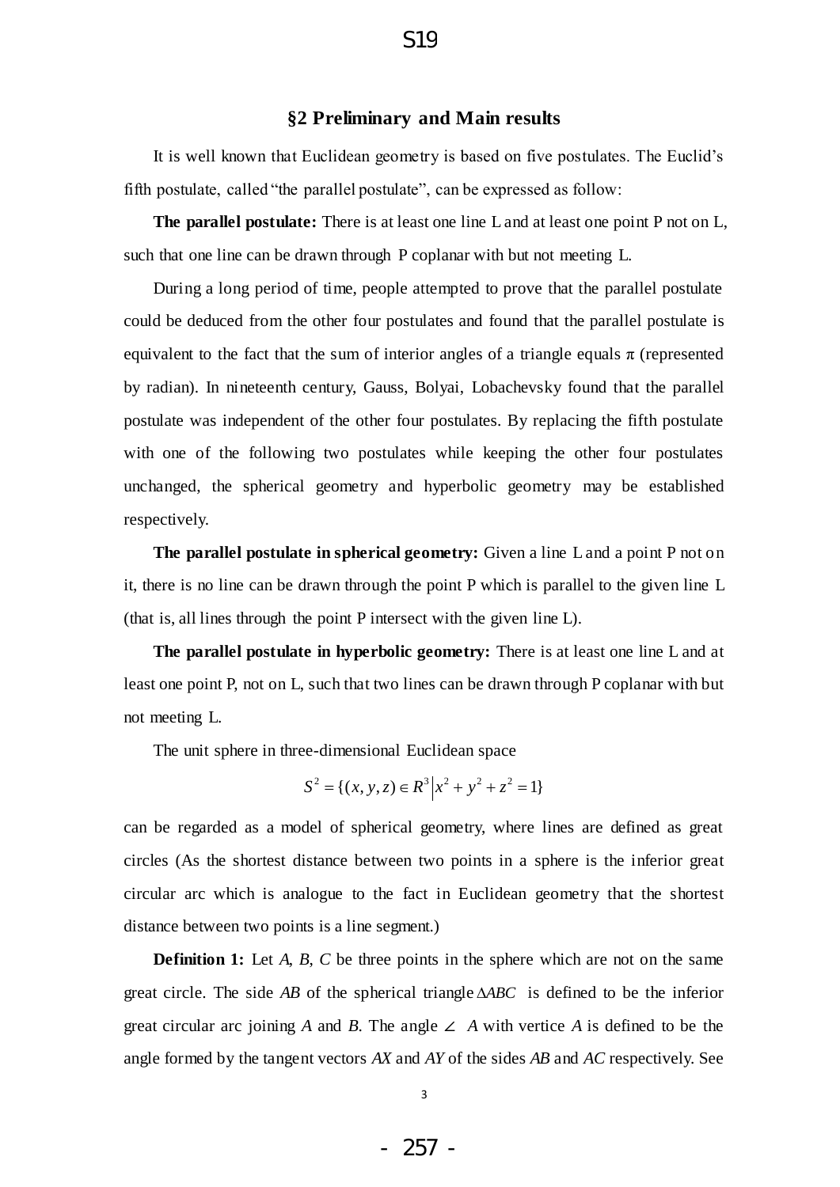## §2 Preliminary and Main results

It is well known that Euclidean geometry is based on five postulates. The Euclid's fifth postulate, called "the parallel postulate", can be expressed as follow:

**The parallel postulate:** There is at least one line L and at least one point P not on L, such that one line can be drawn through P coplanar with but not meeting L.

During a long period of time, people attempted to prove that the parallel postulate could be deduced from the other four postulates and found that the parallel postulate is equivalent to the fact that the sum of interior angles of a triangle equals $\pi$ (represented by radian). In nineteenth century, Gauss, Bolyai, Lobachevsky found that the parallel postulate was independent of the other four postulates. By replacing the fifth postulate with one of the following two postulates while keeping the other four postulates unchanged, the spherical geometry and hyperbolic geometry may be established respectively.

**The parallel postulate in spherical geometry:** Given a line L and a point P not on it, there is no line can be drawn through the point P which is parallel to the given line L (that is, all lines through the point P intersect with the given line L).

**The parallel postulate in hyperbolic geometry:** There is at least one line L and at least one point P, not on L, such that two lines can be drawn through P coplanar with but not meeting L.

The unit sphere in three-dimensional Euclidean space

$$S^2 = \{(x, y, z) \in R^3 \,|\, x^2 + y^2 + z^2 = 1\}$$

can be regarded as a model of spherical geometry, where lines are defined as great circles (As the shortest distance between two points in a sphere is the inferior great circular arc which is analogue to the fact in Euclidean geometry that the shortest distance between two points is a line segment.)

**Definition 1:** Let *A*, *B*, *C* be three points in the sphere which are not on the same great circle. The side *AB* of the spherical triangle $\Delta ABC$ is defined to be the inferior great circular arc joining *A* and *B*. The angle $\angle A$ with vertex *A* is defined to be the angle formed by the tangent vectors *AX* and *AY* of the sides *AB* and *AC* respectively. See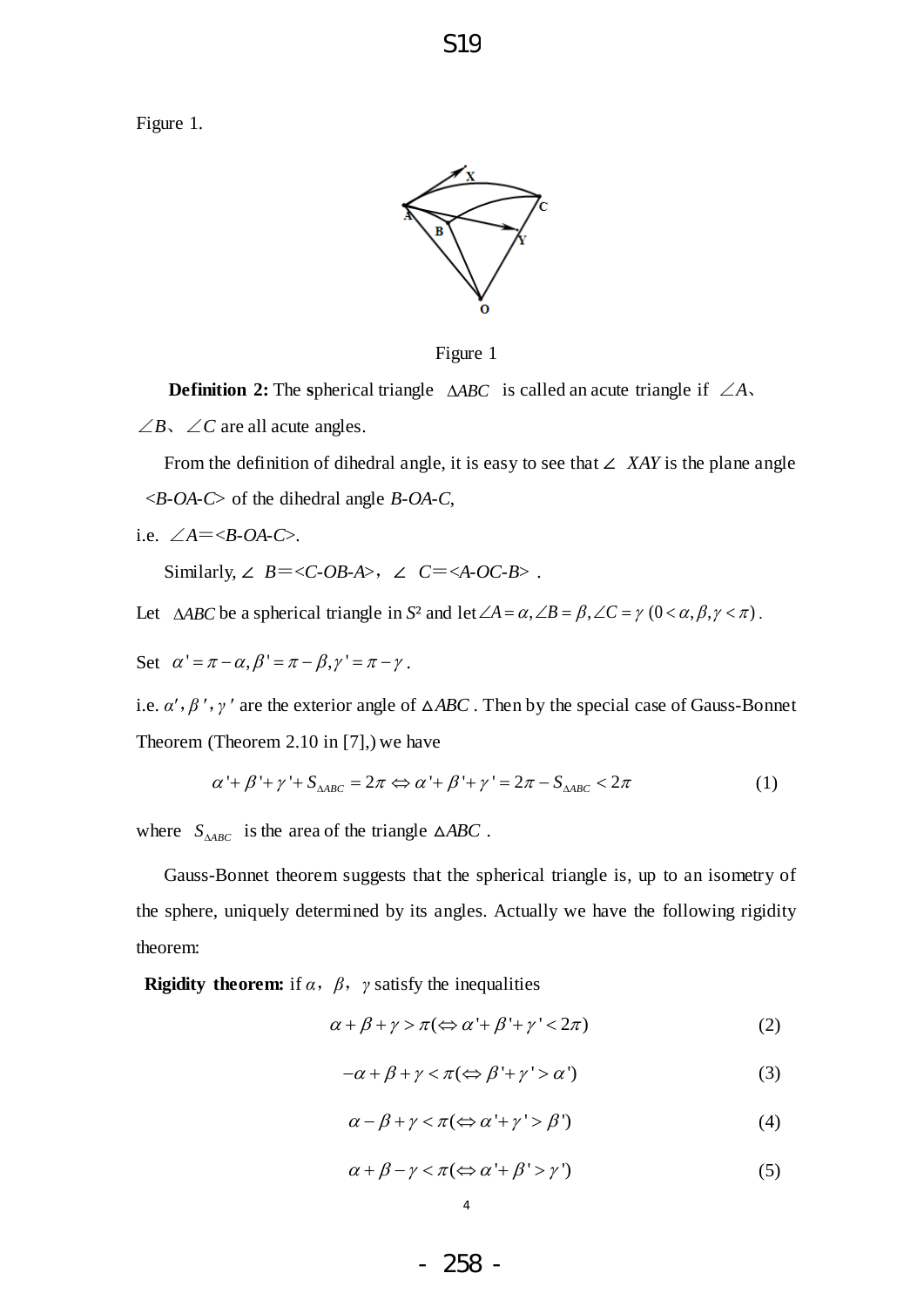Figure 1.

Figure 1

**Definition 2:** The spherical triangle $\Delta ABC$ is called an acute triangle if $\angle A$、$\angle B$、$\angle C$ are all acute angles.

From the definition of dihedral angle, it is easy to see that $\angle XAY$ is the plane angle $<B\text{-}OA\text{-}C>$ of the dihedral angle *B-OA-C*,

i.e. $\angle A = <B\text{-}OA\text{-}C>$.

Similarly, $\angle B = <C\text{-}OB\text{-}A>$, $\angle C = <A\text{-}OC\text{-}B>$ .

Let $\Delta ABC$ be a spherical triangle in $S^2$ and let $\angle A = \alpha, \angle B = \beta, \angle C = \gamma \ (0 < \alpha, \beta, \gamma < \pi)$.

Set $\alpha' = \pi - \alpha, \beta' = \pi - \beta, \gamma' = \pi - \gamma$.

i.e. $\alpha', \beta', \gamma'$ are the exterior angle of $\Delta ABC$. Then by the special case of Gauss-Bonnet Theorem (Theorem 2.10 in [7],) we have

$$\alpha' + \beta' + \gamma' + S_{\Delta ABC} = 2\pi \Leftrightarrow \alpha' + \beta' + \gamma' = 2\pi - S_{\Delta ABC} < 2\pi \tag{1}$$

where $S_{\Delta ABC}$ is the area of the triangle $\Delta ABC$.

Gauss-Bonnet theorem suggests that the spherical triangle is, up to an isometry of the sphere, uniquely determined by its angles. Actually we have the following rigidity theorem:

**Rigidity theorem:** if $\alpha$, $\beta$, $\gamma$ satisfy the inequalities

$$\alpha + \beta + \gamma > \pi (\Leftrightarrow \alpha' + \beta' + \gamma' < 2\pi) \tag{2}$$

$$-\alpha + \beta + \gamma < \pi (\Leftrightarrow \beta' + \gamma' > \alpha') \tag{3}$$

$$\alpha - \beta + \gamma < \pi (\Leftrightarrow \alpha' + \gamma' > \beta') \tag{4}$$

$$\alpha + \beta - \gamma < \pi (\Leftrightarrow \alpha' + \beta' > \gamma') \tag{5}$$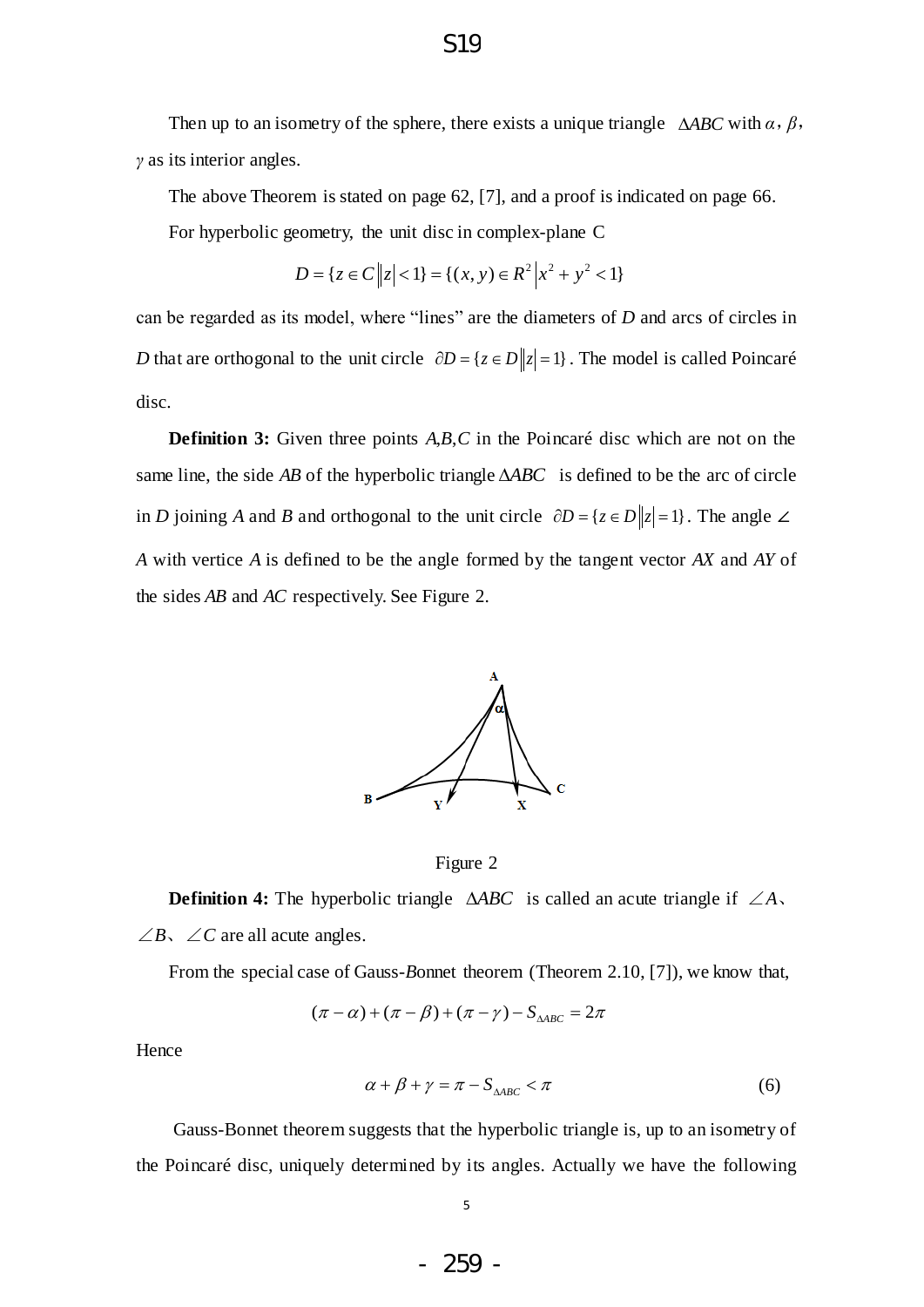Then up to an isometry of the sphere, there exists a unique triangle $\Delta ABC$ with $\alpha$, $\beta$, $\gamma$ as its interior angles.

The above Theorem is stated on page 62, [7], and a proof is indicated on page 66.

For hyperbolic geometry, the unit disc in complex-plane C

$$D = \{z \in C \| z| < 1\} = \{(x, y) \in R^2 \left| x^2 + y^2 < 1\right\}$$

can be regarded as its model, where "lines" are the diameters of $D$ and arcs of circles in $D$ that are orthogonal to the unit circle $\partial D = \{z \in D \| z| = 1\}$. The model is called Poincaré disc.

**Definition 3:** Given three points $A$,$B$,$C$ in the Poincaré disc which are not on the same line, the side $AB$ of the hyperbolic triangle $\Delta ABC$ is defined to be the arc of circle in $D$ joining $A$ and $B$ and orthogonal to the unit circle $\partial D = \{z \in D \| z| = 1\}$. The angle $\angle A$ with vertice $A$ is defined to be the angle formed by the tangent vector $AX$ and $AY$ of the sides $AB$ and $AC$ respectively. See Figure 2.

Figure 2

**Definition 4:** The hyperbolic triangle $\Delta ABC$ is called an acute triangle if $\angle A$、$\angle B$、$\angle C$ are all acute angles.

From the special case of Gauss-Bonnet theorem (Theorem 2.10, [7]), we know that,

$$(\pi - \alpha) + (\pi - \beta) + (\pi - \gamma) - S_{\Delta ABC} = 2\pi$$

Hence

$$\alpha + \beta + \gamma = \pi - S_{\Delta ABC} < \pi \tag{6}$$

Gauss-Bonnet theorem suggests that the hyperbolic triangle is, up to an isometry of the Poincaré disc, uniquely determined by its angles. Actually we have the following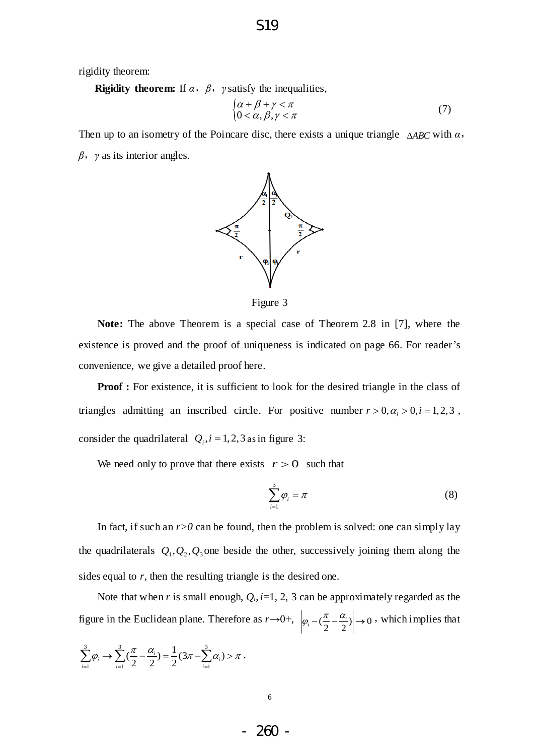rigidity theorem:

**Rigidity theorem:** If $\alpha$, $\beta$, $\gamma$ satisfy the inequalities,

$$\begin{cases} \alpha+\beta+\gamma<\pi \\ 0<\alpha,\beta,\gamma<\pi \end{cases} \tag{7}$$

Then up to an isometry of the Poincare disc, there exists a unique triangle $\Delta ABC$ with $\alpha$, $\beta$, $\gamma$ as its interior angles.

Figure 3

**Note:** The above Theorem is a special case of Theorem 2.8 in [7], where the existence is proved and the proof of uniqueness is indicated on page 66. For reader's convenience, we give a detailed proof here.

**Proof :** For existence, it is sufficient to look for the desired triangle in the class of triangles admitting an inscribed circle. For positive number $r>0, \alpha_i>0, i=1,2,3$, consider the quadrilateral $Q_i, i=1,2,3$ as in figure 3:

We need only to prove that there exists $r>0$ such that

$$\sum_{i=1}^{3}\varphi_i=\pi \tag{8}$$

In fact, if such an $r>0$ can be found, then the problem is solved: one can simply lay the quadrilaterals $Q_1, Q_2, Q_3$ one beside the other, successively joining them along the sides equal to $r$, then the resulting triangle is the desired one.

Note that when $r$ is small enough, $Q_i$, $i$=1, 2, 3 can be approximately regarded as the figure in the Euclidean plane. Therefore as $r\to 0+$, $\left|\varphi_i-(\frac{\pi}{2}-\frac{\alpha_i}{2})\right|\to 0$, which implies that

$$\sum_{i=1}^{3}\varphi_i\to\sum_{i=1}^{3}(\frac{\pi}{2}-\frac{\alpha_i}{2})=\frac{1}{2}(3\pi-\sum_{i=1}^{3}\alpha_i)>\pi .$$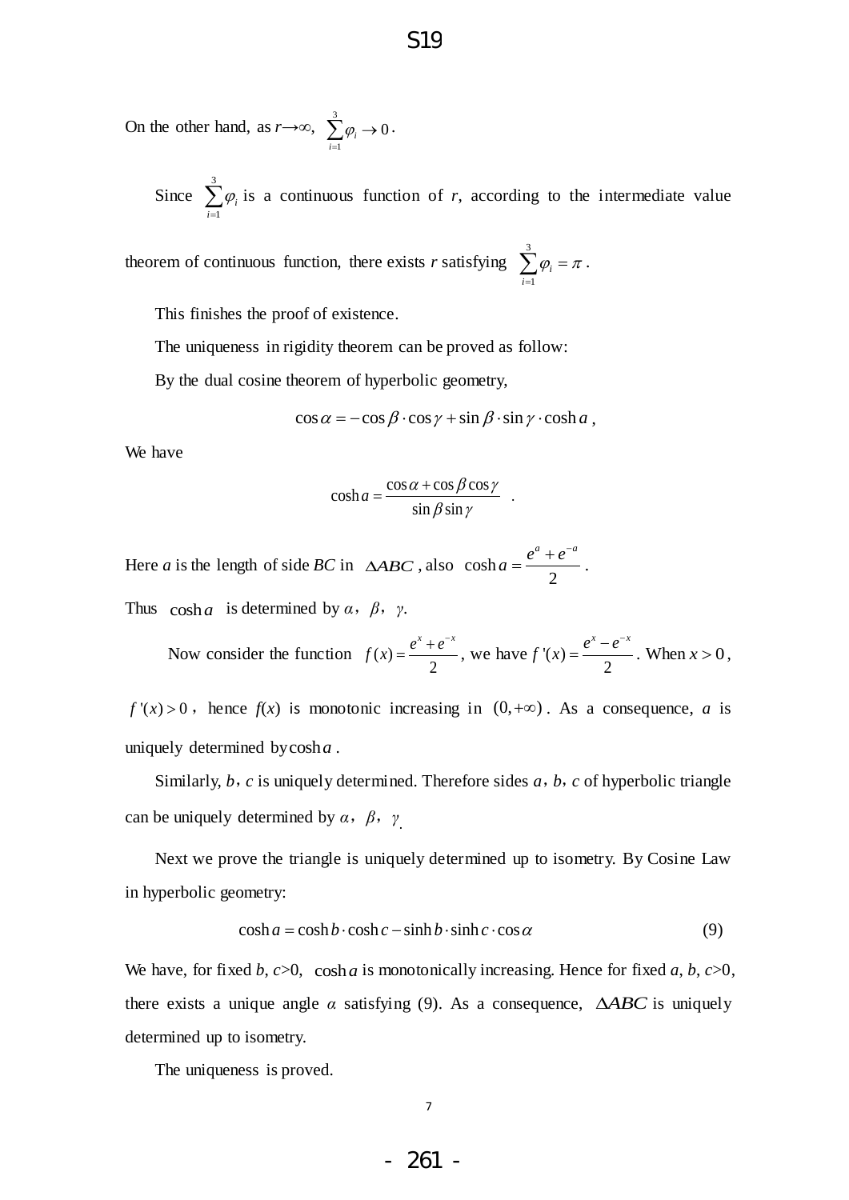On the other hand, as $r \to \infty$, $\sum_{i=1}^{3} \varphi_i \to 0$.

Since $\sum_{i=1}^{3} \varphi_i$ is a continuous function of $r$, according to the intermediate value theorem of continuous function, there exists $r$ satisfying $\sum_{i=1}^{3} \varphi_i = \pi$.

This finishes the proof of existence.

The uniqueness in rigidity theorem can be proved as follow:

By the dual cosine theorem of hyperbolic geometry,

$$\cos\alpha = -\cos\beta \cdot \cos\gamma + \sin\beta \cdot \sin\gamma \cdot \cosh a ,$$

We have

$$\cosh a = \frac{\cos\alpha + \cos\beta\cos\gamma}{\sin\beta\sin\gamma} .$$

Here $a$ is the length of side $BC$ in $\Delta ABC$, also $\cosh a = \frac{e^{a} + e^{-a}}{2}$.

Thus $\cosh a$ is determined by $\alpha$, $\beta$, $\gamma$.

Now consider the function $f(x) = \frac{e^{x} + e^{-x}}{2}$, we have $f'(x) = \frac{e^{x} - e^{-x}}{2}$. When $x > 0$, $f'(x) > 0$, hence $f(x)$ is monotonic increasing in $(0, +\infty)$. As a consequence, $a$ is uniquely determined by $\cosh a$.

Similarly, $b$, $c$ is uniquely determined. Therefore sides $a$, $b$, $c$ of hyperbolic triangle can be uniquely determined by $\alpha$, $\beta$, $\gamma$.

Next we prove the triangle is uniquely determined up to isometry. By Cosine Law in hyperbolic geometry:

$$\cosh a = \cosh b \cdot \cosh c - \sinh b \cdot \sinh c \cdot \cos\alpha \tag{9}$$

We have, for fixed $b$, $c>0$, $\cosh a$ is monotonically increasing. Hence for fixed $a$, $b$, $c>0$, there exists a unique angle $\alpha$ satisfying (9). As a consequence, $\Delta ABC$ is uniquely determined up to isometry.

The uniqueness is proved.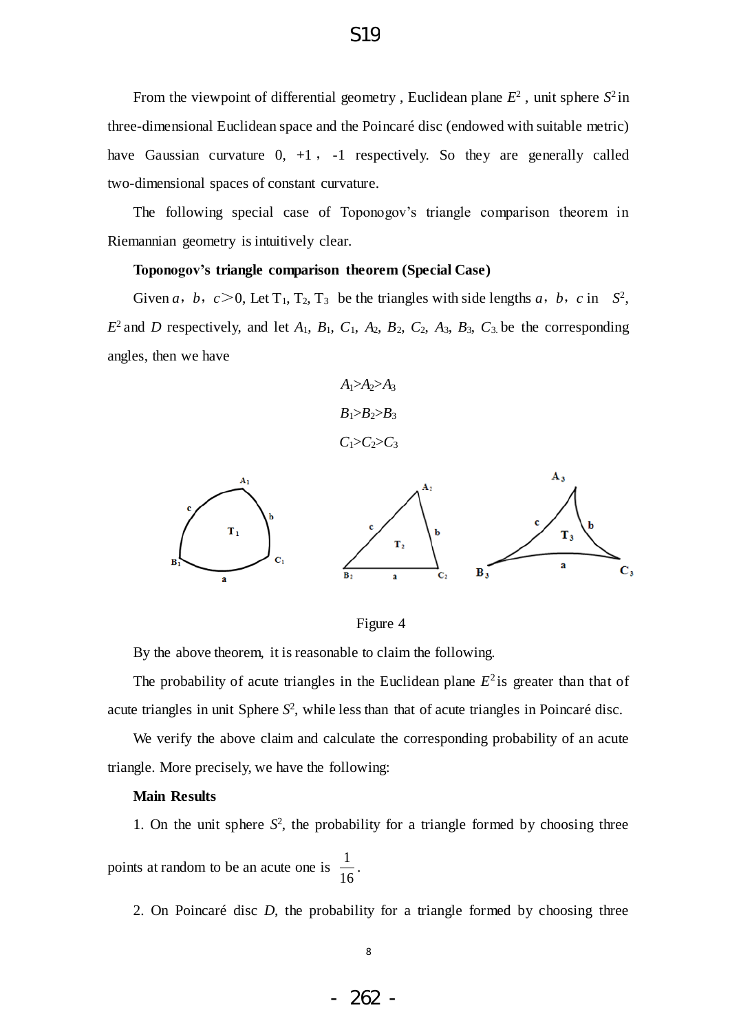From the viewpoint of differential geometry , Euclidean plane $E^2$ , unit sphere $S^2$ in three-dimensional Euclidean space and the Poincaré disc (endowed with suitable metric) have Gaussian curvature 0, +1 , -1 respectively. So they are generally called two-dimensional spaces of constant curvature.

The following special case of Toponogov's triangle comparison theorem in Riemannian geometry is intuitively clear.

**Toponogov's triangle comparison theorem (Special Case)**

Given $a$, $b$, $c>0$, Let $T_1$, $T_2$, $T_3$ be the triangles with side lengths $a$, $b$, $c$ in $S^2$, $E^2$ and $D$ respectively, and let $A_1$, $B_1$, $C_1$, $A_2$, $B_2$, $C_2$, $A_3$, $B_3$, $C_3$ be the corresponding angles, then we have

$$A_1>A_2>A_3$$

$$B_1>B_2>B_3$$

$$C_1>C_2>C_3$$

Figure 4

By the above theorem, it is reasonable to claim the following.

The probability of acute triangles in the Euclidean plane $E^2$ is greater than that of acute triangles in unit Sphere $S^2$, while less than that of acute triangles in Poincaré disc.

We verify the above claim and calculate the corresponding probability of an acute triangle. More precisely, we have the following:

**Main Results**

1. On the unit sphere $S^2$, the probability for a triangle formed by choosing three points at random to be an acute one is $\frac{1}{16}$.

2. On Poincaré disc $D$, the probability for a triangle formed by choosing three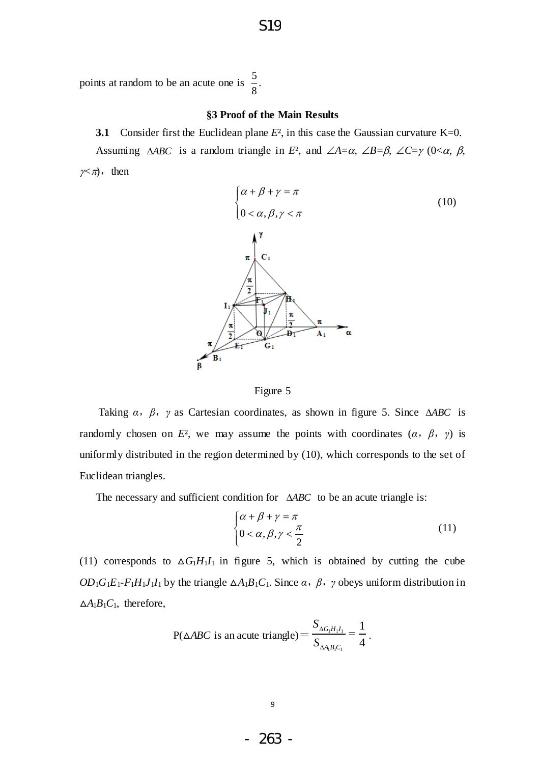points at random to be an acute one is $\frac{5}{8}$.

### §3 Proof of the Main Results

**3.1** Consider first the Euclidean plane $E^2$, in this case the Gaussian curvature K=0.

Assuming $\Delta ABC$ is a random triangle in $E^2$, and $\angle A=\alpha$, $\angle B=\beta$, $\angle C=\gamma$ ($0<\alpha$, $\beta$, $\gamma<\pi$), then

$$\begin{cases} \alpha+\beta+\gamma=\pi \\ 0<\alpha,\beta,\gamma<\pi \end{cases} \tag{10}$$

Figure 5

Taking $\alpha$, $\beta$, $\gamma$ as Cartesian coordinates, as shown in figure 5. Since $\Delta ABC$ is randomly chosen on $E^2$, we may assume the points with coordinates ($\alpha$, $\beta$, $\gamma$) is uniformly distributed in the region determined by (10), which corresponds to the set of Euclidean triangles.

The necessary and sufficient condition for $\Delta ABC$ to be an acute triangle is:

$$\begin{cases} \alpha+\beta+\gamma=\pi \\ 0<\alpha,\beta,\gamma<\dfrac{\pi}{2} \end{cases} \tag{11}$$

(11) corresponds to $\Delta G_1H_1I_1$ in figure 5, which is obtained by cutting the cube $OD_1G_1E_1$-$F_1H_1J_1I_1$ by the triangle $\Delta A_1B_1C_1$. Since $\alpha$, $\beta$, $\gamma$ obeys uniform distribution in $\Delta A_1B_1C_1$, therefore,

$$\text{P}(\Delta ABC \text{ is an acute triangle}) = \frac{S_{\Delta G_1H_1I_1}}{S_{\Delta A_1B_1C_1}} = \frac{1}{4}.$$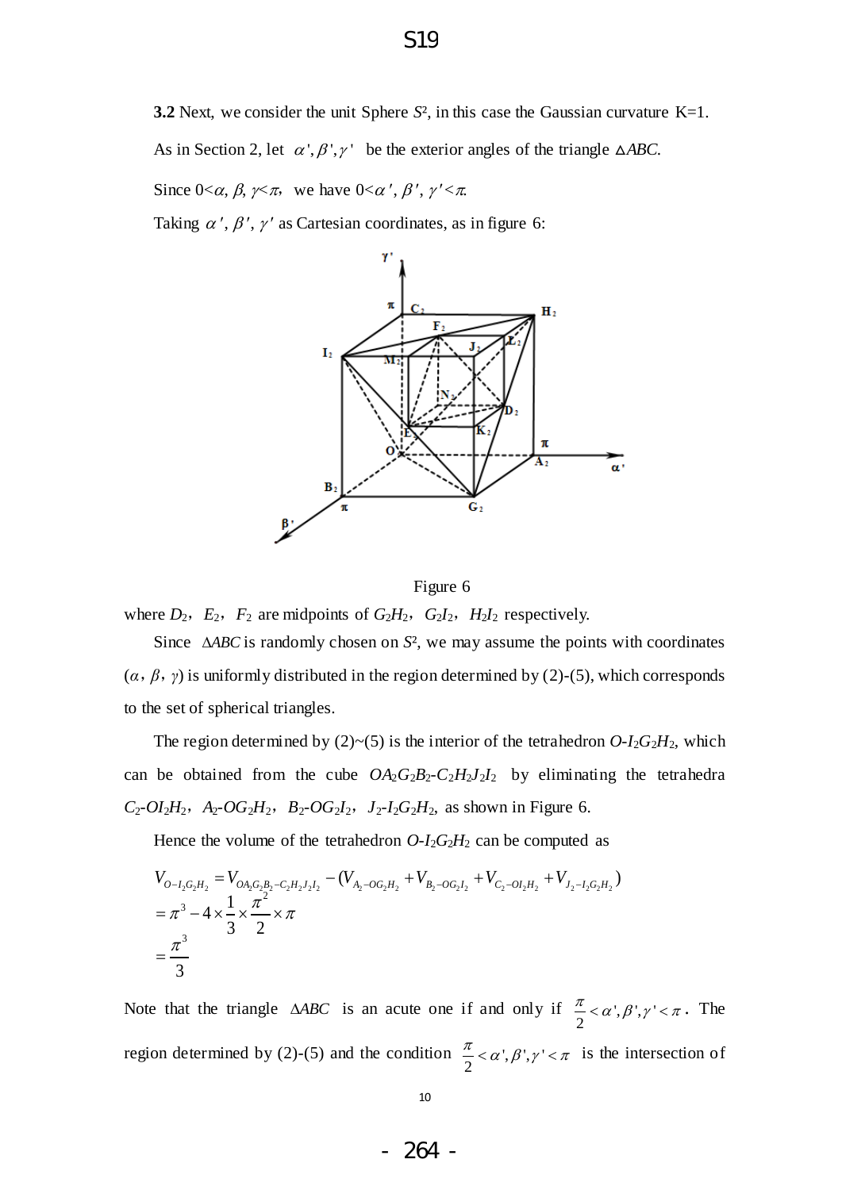**3.2** Next, we consider the unit Sphere $S^2$, in this case the Gaussian curvature K=1.

As in Section 2, let $\alpha', \beta', \gamma'$ be the exterior angles of the triangle $\Delta ABC$.

Since $0<\alpha, \beta, \gamma<\pi$, we have $0<\alpha', \beta', \gamma'<\pi$.

Taking $\alpha', \beta', \gamma'$ as Cartesian coordinates, as in figure 6:

Figure 6

where $D_2$, $E_2$, $F_2$ are midpoints of $G_2H_2$, $G_2I_2$, $H_2I_2$ respectively.

Since $\Delta ABC$ is randomly chosen on $S^2$, we may assume the points with coordinates $(\alpha, \beta, \gamma)$ is uniformly distributed in the region determined by (2)-(5), which corresponds to the set of spherical triangles.

The region determined by (2)~(5) is the interior of the tetrahedron $O$-$I_2G_2H_2$, which can be obtained from the cube $OA_2G_2B_2$-$C_2H_2J_2I_2$ by eliminating the tetrahedra $C_2$-$OI_2H_2$, $A_2$-$OG_2H_2$, $B_2$-$OG_2I_2$, $J_2$-$I_2G_2H_2$, as shown in Figure 6.

Hence the volume of the tetrahedron $O$-$I_2G_2H_2$ can be computed as

$$
\begin{aligned}
V_{O-I_2G_2H_2} &= V_{OA_2G_2B_2-C_2H_2J_2I_2} - (V_{A_2-OG_2H_2} + V_{B_2-OG_2I_2} + V_{C_2-OI_2H_2} + V_{J_2-I_2G_2H_2}) \\
&= \pi^3 - 4 \times \frac{1}{3} \times \frac{\pi^2}{2} \times \pi \\
&= \frac{\pi^3}{3}
\end{aligned}
$$

Note that the triangle $\Delta ABC$ is an acute one if and only if $\frac{\pi}{2} < \alpha', \beta', \gamma' < \pi$. The region determined by (2)-(5) and the condition $\frac{\pi}{2} < \alpha', \beta', \gamma' < \pi$ is the intersection of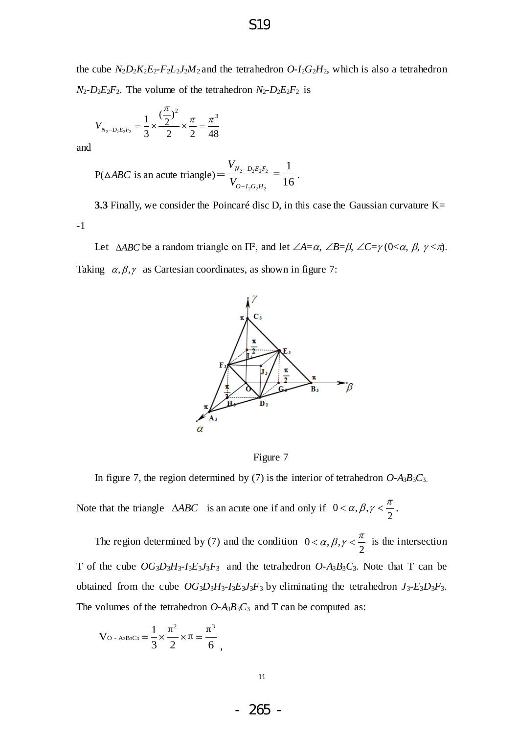the cube $N_2D_2K_2E_2$-$F_2L_2J_2M_2$ and the tetrahedron $O$-$I_2G_2H_2$, which is also a tetrahedron $N_2$-$D_2E_2F_2$. The volume of the tetrahedron $N_2$-$D_2E_2F_2$ is

$$V_{N_2-D_2E_2F_2}=\frac{1}{3}\times\frac{(\frac{\pi}{2})^2}{2}\times\frac{\pi}{2}=\frac{\pi^3}{48}$$

and

$$\text{P}(\Delta ABC \text{ is an acute triangle})=\frac{V_{N_2-D_2E_2F_2}}{V_{O-I_2G_2H_2}}=\frac{1}{16}.$$

**3.3** Finally, we consider the Poincaré disc D, in this case the Gaussian curvature K= -1

Let $\Delta ABC$ be a random triangle on $\Pi^2$, and let $\angle A=\alpha$, $\angle B=\beta$, $\angle C=\gamma$ $(0<\alpha,\ \beta,\ \gamma<\pi)$. Taking $\alpha,\beta,\gamma$ as Cartesian coordinates, as shown in figure 7:

Figure 7

In figure 7, the region determined by (7) is the interior of tetrahedron $O$-$A_3B_3C_3$.

Note that the triangle $\Delta ABC$ is an acute one if and only if $0<\alpha,\beta,\gamma<\frac{\pi}{2}$.

The region determined by (7) and the condition $0<\alpha,\beta,\gamma<\frac{\pi}{2}$ is the intersection T of the cube $OG_3D_3H_3$-$I_3E_3J_3F_3$ and the tetrahedron $O$-$A_3B_3C_3$. Note that T can be obtained from the cube $OG_3D_3H_3$-$I_3E_3J_3F_3$ by eliminating the tetrahedron $J_3$-$E_3D_3F_3$. The volumes of the tetrahedron $O$-$A_3B_3C_3$ and T can be computed as:

$$V_{O-A_3B_3C_3}=\frac{1}{3}\times\frac{\pi^2}{2}\times\pi=\frac{\pi^3}{6},$$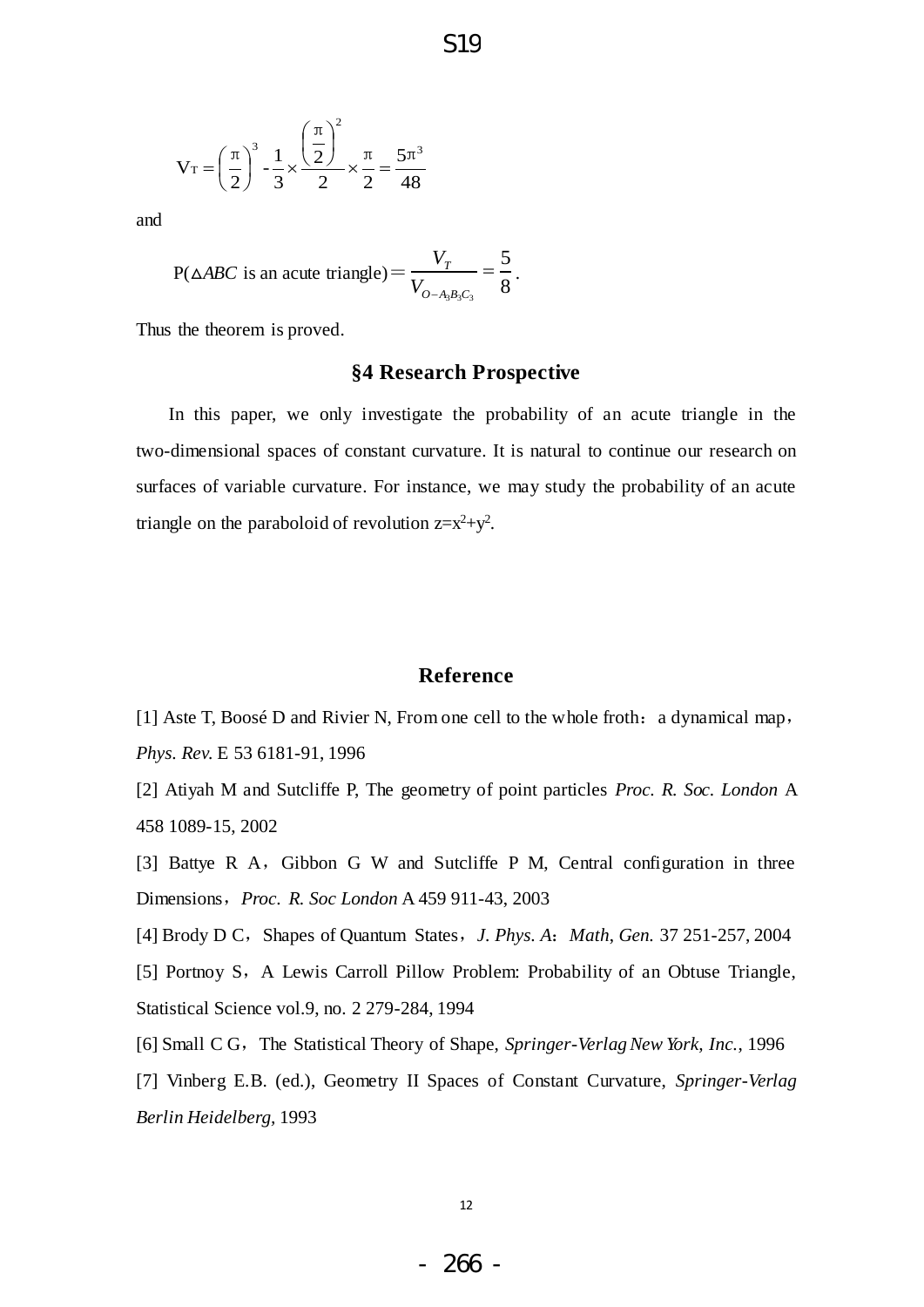$$V_T = \left(\frac{\pi}{2}\right)^3 - \frac{1}{3} \times \frac{\left(\frac{\pi}{2}\right)^2}{2} \times \frac{\pi}{2} = \frac{5\pi^3}{48}$$

and

$$\text{P}(\triangle ABC \text{ is an acute triangle}) = \frac{V_T}{V_{O-A_3B_3C_3}} = \frac{5}{8}.$$

Thus the theorem is proved.

## §4 Research Prospective

In this paper, we only investigate the probability of an acute triangle in the two-dimensional spaces of constant curvature. It is natural to continue our research on surfaces of variable curvature. For instance, we may study the probability of an acute triangle on the paraboloid of revolution $z=x^2+y^2$.

## Reference

[1] Aste T, Boosé D and Rivier N, From one cell to the whole froth：a dynamical map，*Phys. Rev.* E 53 6181-91, 1996

[2] Atiyah M and Sutcliffe P, The geometry of point particles *Proc. R. Soc. London* A 458 1089-15, 2002

[3] Battye R A，Gibbon G W and Sutcliffe P M, Central configuration in three Dimensions，*Proc. R. Soc London* A 459 911-43, 2003

[4] Brody D C，Shapes of Quantum States，*J. Phys. A*：*Math, Gen.* 37 251-257, 2004

[5] Portnoy S，A Lewis Carroll Pillow Problem: Probability of an Obtuse Triangle, Statistical Science vol.9, no. 2 279-284, 1994

[6] Small C G，The Statistical Theory of Shape, *Springer-Verlag New York, Inc.*, 1996

[7] Vinberg E.B. (ed.), Geometry II Spaces of Constant Curvature, *Springer-Verlag Berlin Heidelberg*, 1993